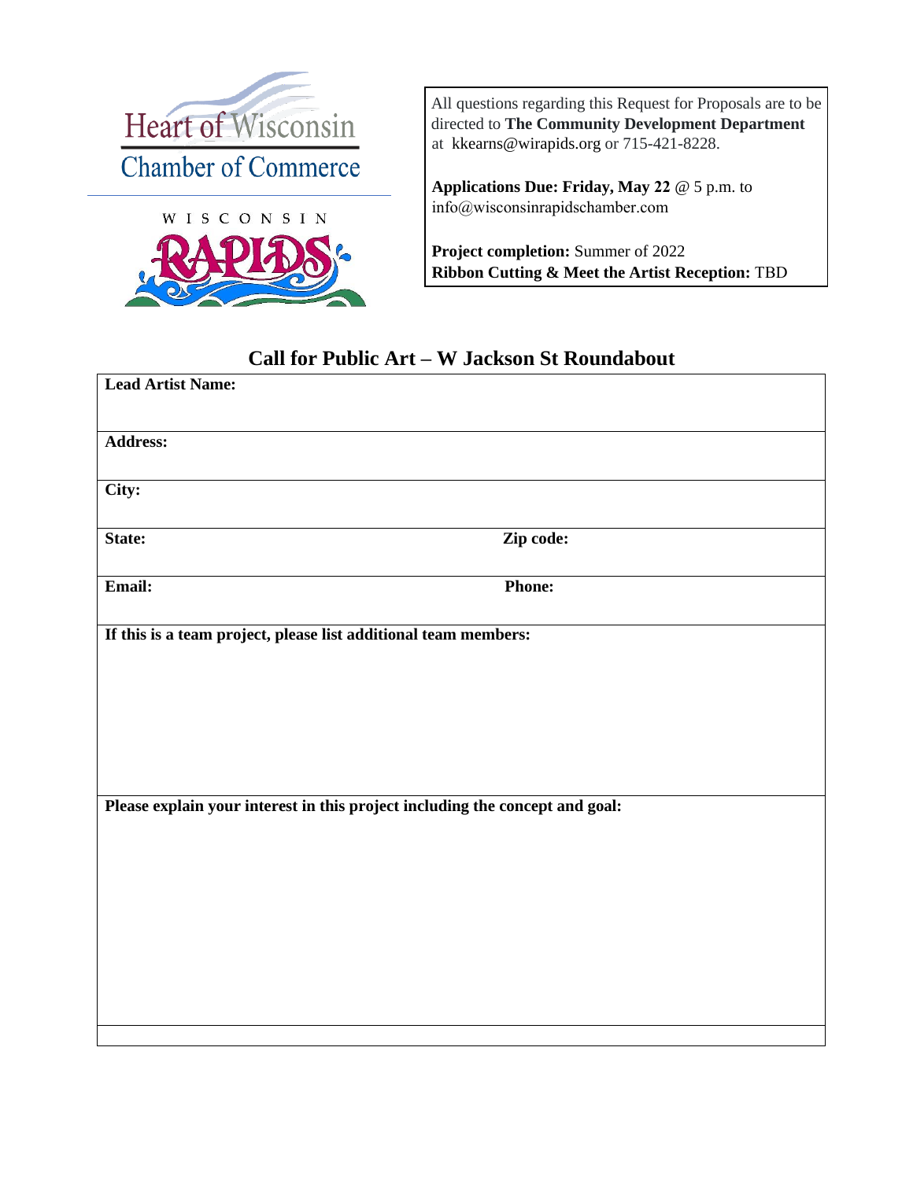Heart of Wisconsin Chamber of Commerce

WISCONSIN RAPIDS

All questions regarding this Request for Proposals are to be directed to **The Community Development Department** at kkearns@wirapids.org or 715-421-8228.

**Applications Due: Friday, May 22** @ 5 p.m. to info@wisconsinrapidschamber.com

**Project completion:** Summer of 2022
**Ribbon Cutting & Meet the Artist Reception:** TBD

## Call for Public Art – W Jackson St Roundabout

| **Lead Artist Name:** | |
|---|---|
| **Address:** | |
| **City:** | |
| **State:** | **Zip code:** |
| **Email:** | **Phone:** |
| **If this is a team project, please list additional team members:** | |
| **Please explain your interest in this project including the concept and goal:** | |
| | |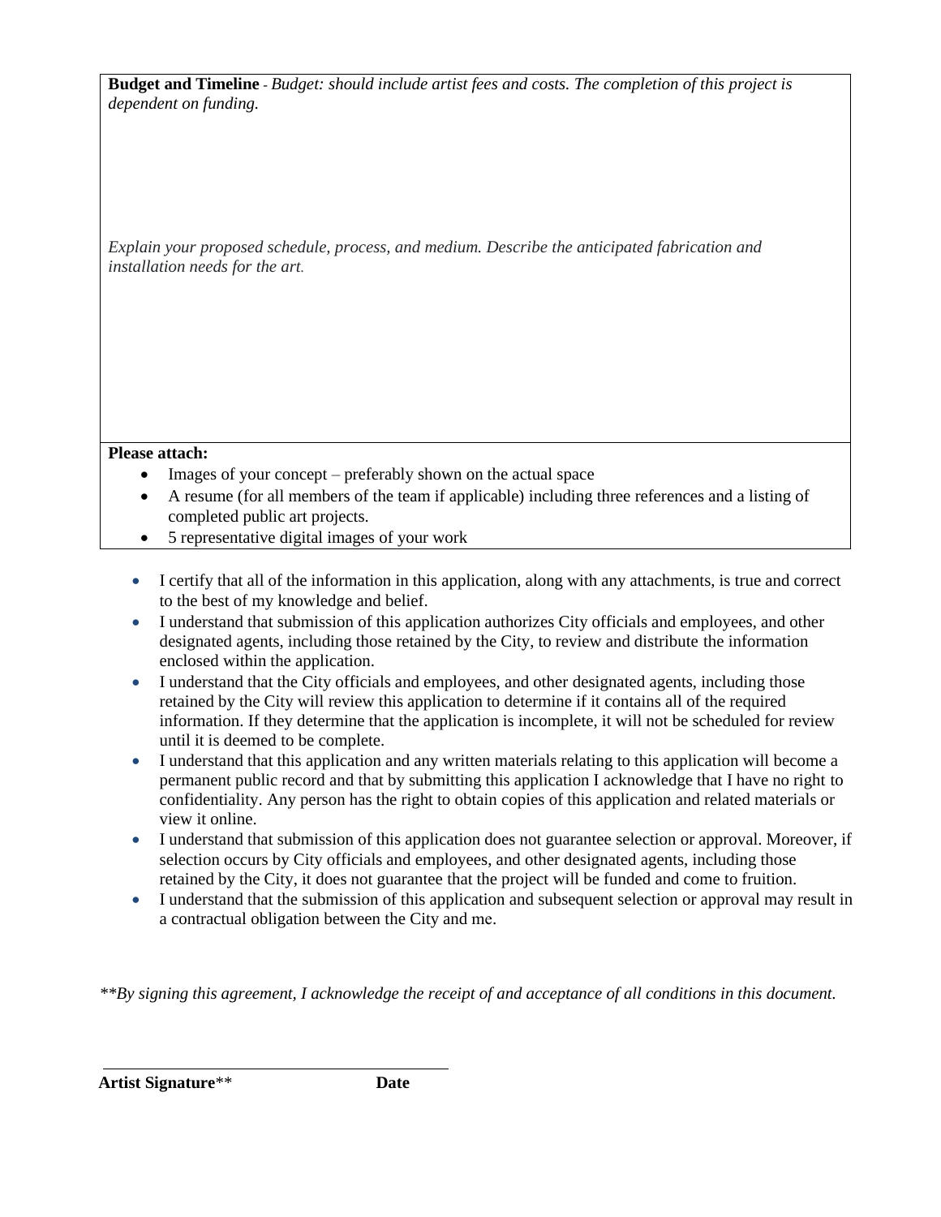**Budget and Timeline** - *Budget: should include artist fees and costs. The completion of this project is dependent on funding.*

*Explain your proposed schedule, process, and medium. Describe the anticipated fabrication and installation needs for the art.*

**Please attach:**

- Images of your concept – preferably shown on the actual space
- A resume (for all members of the team if applicable) including three references and a listing of completed public art projects.
- 5 representative digital images of your work

- I certify that all of the information in this application, along with any attachments, is true and correct to the best of my knowledge and belief.
- I understand that submission of this application authorizes City officials and employees, and other designated agents, including those retained by the City, to review and distribute the information enclosed within the application.
- I understand that the City officials and employees, and other designated agents, including those retained by the City will review this application to determine if it contains all of the required information. If they determine that the application is incomplete, it will not be scheduled for review until it is deemed to be complete.
- I understand that this application and any written materials relating to this application will become a permanent public record and that by submitting this application I acknowledge that I have no right to confidentiality. Any person has the right to obtain copies of this application and related materials or view it online.
- I understand that submission of this application does not guarantee selection or approval. Moreover, if selection occurs by City officials and employees, and other designated agents, including those retained by the City, it does not guarantee that the project will be funded and come to fruition.
- I understand that the submission of this application and subsequent selection or approval may result in a contractual obligation between the City and me.

*\*\*By signing this agreement, I acknowledge the receipt of and acceptance of all conditions in this document.*

______________________________________________

**Artist Signature**\*\* **Date**